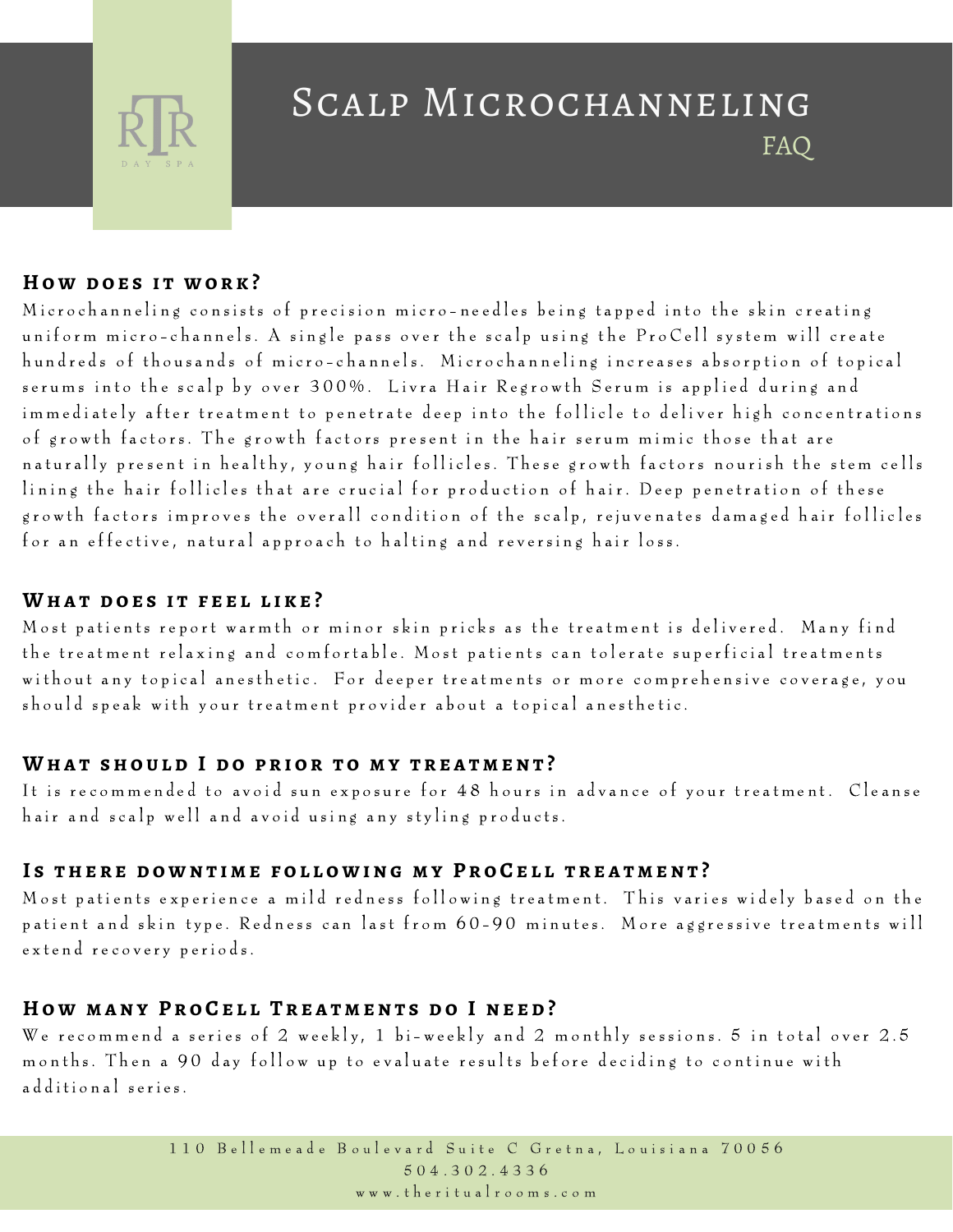RTR DAY SPA

# Scalp Microchanneling

FAQ

## How does it work?

Microchanneling consists of precision micro-needles being tapped into the skin creating uniform micro-channels. A single pass over the scalp using the ProCell system will create hundreds of thousands of micro-channels. Microchanneling increases absorption of topical serums into the scalp by over 300%. Livra Hair Regrowth Serum is applied during and immediately after treatment to penetrate deep into the follicle to deliver high concentrations of growth factors. The growth factors present in the hair serum mimic those that are naturally present in healthy, young hair follicles. These growth factors nourish the stem cells lining the hair follicles that are crucial for production of hair. Deep penetration of these growth factors improves the overall condition of the scalp, rejuvenates damaged hair follicles for an effective, natural approach to halting and reversing hair loss.

## What does it feel like?

Most patients report warmth or minor skin pricks as the treatment is delivered. Many find the treatment relaxing and comfortable. Most patients can tolerate superficial treatments without any topical anesthetic. For deeper treatments or more comprehensive coverage, you should speak with your treatment provider about a topical anesthetic.

## What should I do prior to my treatment?

It is recommended to avoid sun exposure for 48 hours in advance of your treatment. Cleanse hair and scalp well and avoid using any styling products.

## Is there downtime following my ProCell treatment?

Most patients experience a mild redness following treatment. This varies widely based on the patient and skin type. Redness can last from 60-90 minutes. More aggressive treatments will extend recovery periods.

## How many ProCell Treatments do I need?

We recommend a series of 2 weekly, 1 bi-weekly and 2 monthly sessions. 5 in total over 2.5 months. Then a 90 day follow up to evaluate results before deciding to continue with additional series.

110 Bellemeade Boulevard Suite C Gretna, Louisiana 70056
504.302.4336
www.theritualrooms.com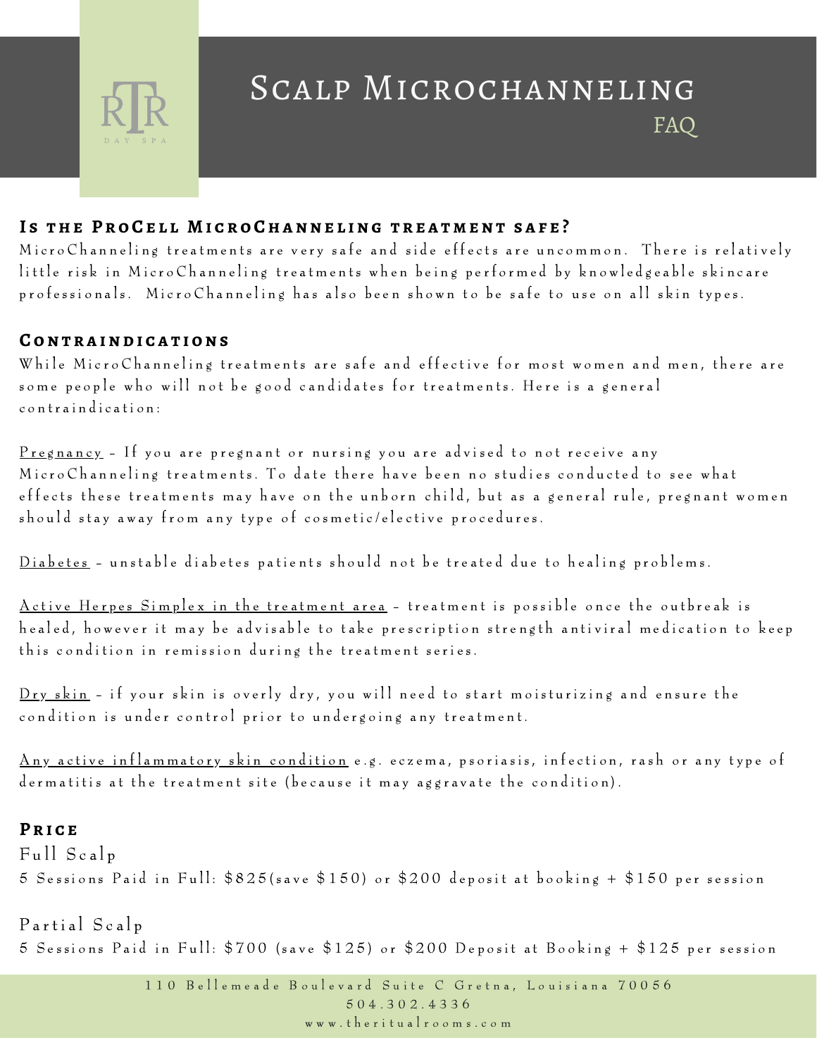# Scalp Microchanneling

FAQ

## Is the ProCell MicroChanneling treatment safe?

MicroChanneling treatments are very safe and side effects are uncommon. There is relatively little risk in MicroChanneling treatments when being performed by knowledgeable skincare professionals. MicroChanneling has also been shown to be safe to use on all skin types.

## Contraindications

While MicroChanneling treatments are safe and effective for most women and men, there are some people who will not be good candidates for treatments. Here is a general contraindication:

Pregnancy – If you are pregnant or nursing you are advised to not receive any MicroChanneling treatments. To date there have been no studies conducted to see what effects these treatments may have on the unborn child, but as a general rule, pregnant women should stay away from any type of cosmetic/elective procedures.

Diabetes – unstable diabetes patients should not be treated due to healing problems.

Active Herpes Simplex in the treatment area – treatment is possible once the outbreak is healed, however it may be advisable to take prescription strength antiviral medication to keep this condition in remission during the treatment series.

Dry skin – if your skin is overly dry, you will need to start moisturizing and ensure the condition is under control prior to undergoing any treatment.

Any active inflammatory skin condition e.g. eczema, psoriasis, infection, rash or any type of dermatitis at the treatment site (because it may aggravate the condition).

## Price

Full Scalp

5 Sessions Paid in Full: $825(save $150) or $200 deposit at booking + $150 per session

Partial Scalp

5 Sessions Paid in Full: $700 (save $125) or $200 Deposit at Booking + $125 per session

110 Bellemeade Boulevard Suite C Gretna, Louisiana 70056
504.302.4336
www.theritualrooms.com